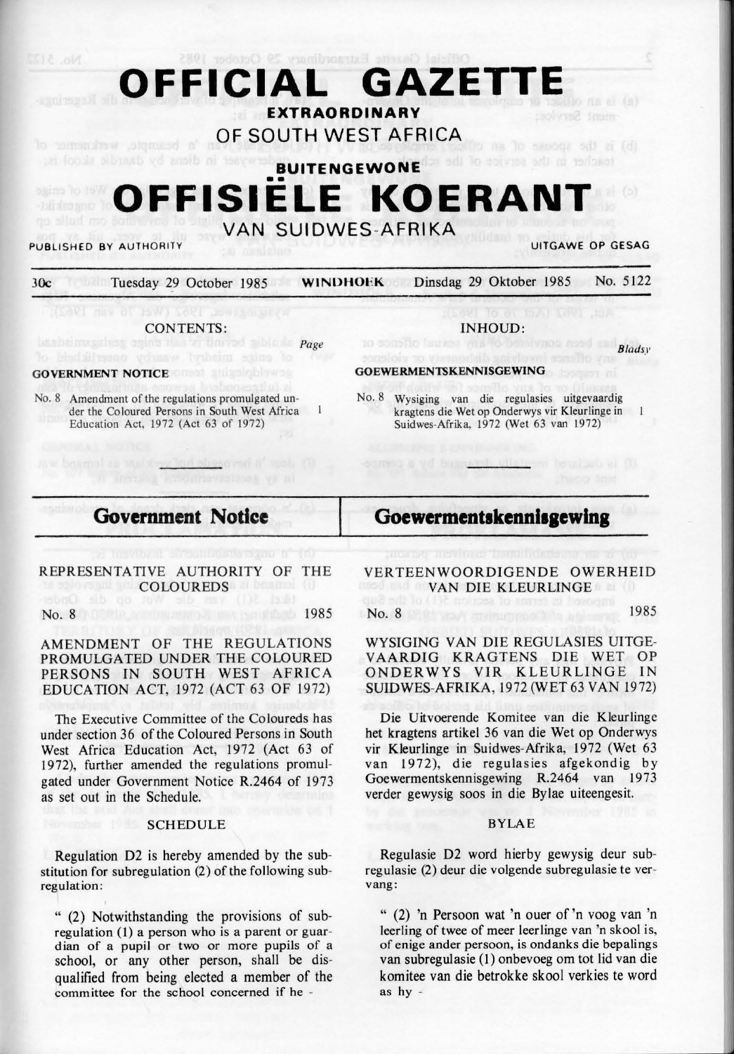# OFFICIAL GAZETTE
## EXTRAORDINARY
### OF SOUTH WEST AFRICA

## BUITENGEWONE
# OFFISIËLE KOERANT
### VAN SUIDWES-AFRIKA

PUBLISHED BY AUTHORITY — UITGAWE OP GESAG

30c — Tuesday 29 October 1985 — WINDHOEK — Dinsdag 29 Oktober 1985 — No. 5122

**CONTENTS:**

| | Page |
|---|---|
| **GOVERNMENT NOTICE** | |
| No. 8 Amendment of the regulations promulgated under the Coloured Persons in South West Africa Education Act, 1972 (Act 63 of 1972) | 1 |

**INHOUD:**

| | Bladsy |
|---|---|
| **GOEWERMENTSKENNISGEWING** | |
| No. 8 Wysiging van die regulasies uitgevaardig kragtens die Wet op Onderwys vir Kleurlinge in Suidwes-Afrika, 1972 (Wet 63 van 1972) | 1 |

## Government Notice

REPRESENTATIVE AUTHORITY OF THE COLOUREDS

No. 8 — 1985

AMENDMENT OF THE REGULATIONS PROMULGATED UNDER THE COLOURED PERSONS IN SOUTH WEST AFRICA EDUCATION ACT, 1972 (ACT 63 OF 1972)

The Executive Committee of the Coloureds has under section 36 of the Coloured Persons in South West Africa Education Act, 1972 (Act 63 of 1972), further amended the regulations promulgated under Government Notice R.2464 of 1973 as set out in the Schedule.

SCHEDULE

Regulation D2 is hereby amended by the substitution for subregulation (2) of the following subregulation:

" (2) Notwithstanding the provisions of subregulation (1) a person who is a parent or guardian of a pupil or two or more pupils of a school, or any other person, shall be disqualified from being elected a member of the committee for the school concerned if he -

## Goewermentskennisgewing

VERTEENWOORDIGENDE OWERHEID VAN DIE KLEURLINGE

No. 8 — 1985

WYSIGING VAN DIE REGULASIES UITGEVAARDIG KRAGTENS DIE WET OP ONDERWYS VIR KLEURLINGE IN SUIDWES-AFRIKA, 1972 (WET 63 VAN 1972)

Die Uitvoerende Komitee van die Kleurlinge het kragtens artikel 36 van die Wet op Onderwys vir Kleurlinge in Suidwes-Afrika, 1972 (Wet 63 van 1972), die regulasies afgekondig by Goewermentskennisgewing R.2464 van 1973 verder gewysig soos in die Bylae uiteengesit.

BYLAE

Regulasie D2 word hierby gewysig deur subregulasie (2) deur die volgende subregulasie te vervang:

" (2) 'n Persoon wat 'n ouer of 'n voog van 'n leerling of twee of meer leerlinge van 'n skool is, of enige ander persoon, is ondanks die bepalings van subregulasie (1) onbevoeg om tot lid van die komitee van die betrokke skool verkies te word as hy -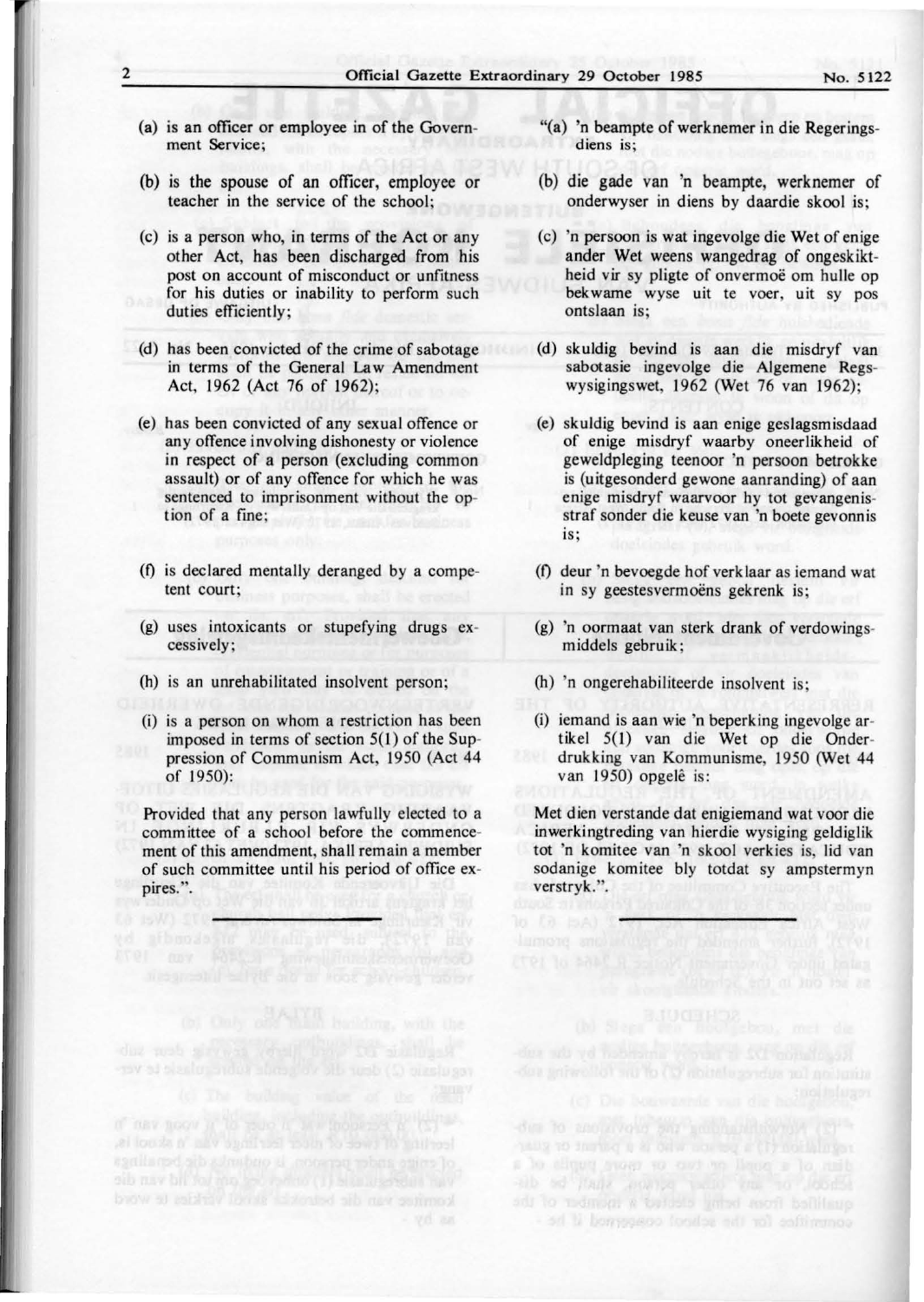(a) is an officer or employee in of the Government Service;

(b) is the spouse of an officer, employee or teacher in the service of the school;

(c) is a person who, in terms of the Act or any other Act, has been discharged from his post on account of misconduct or unfitness for his duties or inability to perform such duties efficiently;

(d) has been convicted of the crime of sabotage in terms of the General Law Amendment Act, 1962 (Act 76 of 1962);

(e) has been convicted of any sexual offence or any offence involving dishonesty or violence in respect of a person (excluding common assault) or of any offence for which he was sentenced to imprisonment without the option of a fine;

(f) is declared mentally deranged by a competent court;

(g) uses intoxicants or stupefying drugs excessively;

(h) is an unrehabilitated insolvent person;

(i) is a person on whom a restriction has been imposed in terms of section 5(1) of the Suppression of Communism Act, 1950 (Act 44 of 1950):

Provided that any person lawfully elected to a committee of a school before the commencement of this amendment, shall remain a member of such committee until his period of office expires.".

"(a) 'n beampte of werknemer in die Regeringsdiens is;

(b) die gade van 'n beampte, werknemer of onderwyser in diens by daardie skool is;

(c) 'n persoon is wat ingevolge die Wet of enige ander Wet weens wangedrag of ongeskiktheid vir sy pligte of onvermoë om hulle op bekwame wyse uit te voer, uit sy pos ontslaan is;

(d) skuldig bevind is aan die misdryf van sabotasie ingevolge die Algemene Regswysigingswet, 1962 (Wet 76 van 1962);

(e) skuldig bevind is aan enige geslagsmisdaad of enige misdryf waarby oneerlikheid of geweldpleging teenoor 'n persoon betrokke is (uitgesonderd gewone aanranding) of aan enige misdryf waarvoor hy tot gevangenisstraf sonder die keuse van 'n boete gevonnis is;

(f) deur 'n bevoegde hof verklaar as iemand wat in sy geestesvermoëns gekrenk is;

(g) 'n oormaat van sterk drank of verdowingsmiddels gebruik;

(h) 'n ongerehabiliteerde insolvent is;

(i) iemand is aan wie 'n beperking ingevolge artikel 5(1) van die Wet op die Onderdrukking van Kommunisme, 1950 (Wet 44 van 1950) opgelê is:

Met dien verstande dat enigiemand wat voor die inwerkingtreding van hierdie wysiging geldiglik tot 'n komitee van 'n skool verkies is, lid van sodanige komitee bly totdat sy ampstermyn verstryk.".